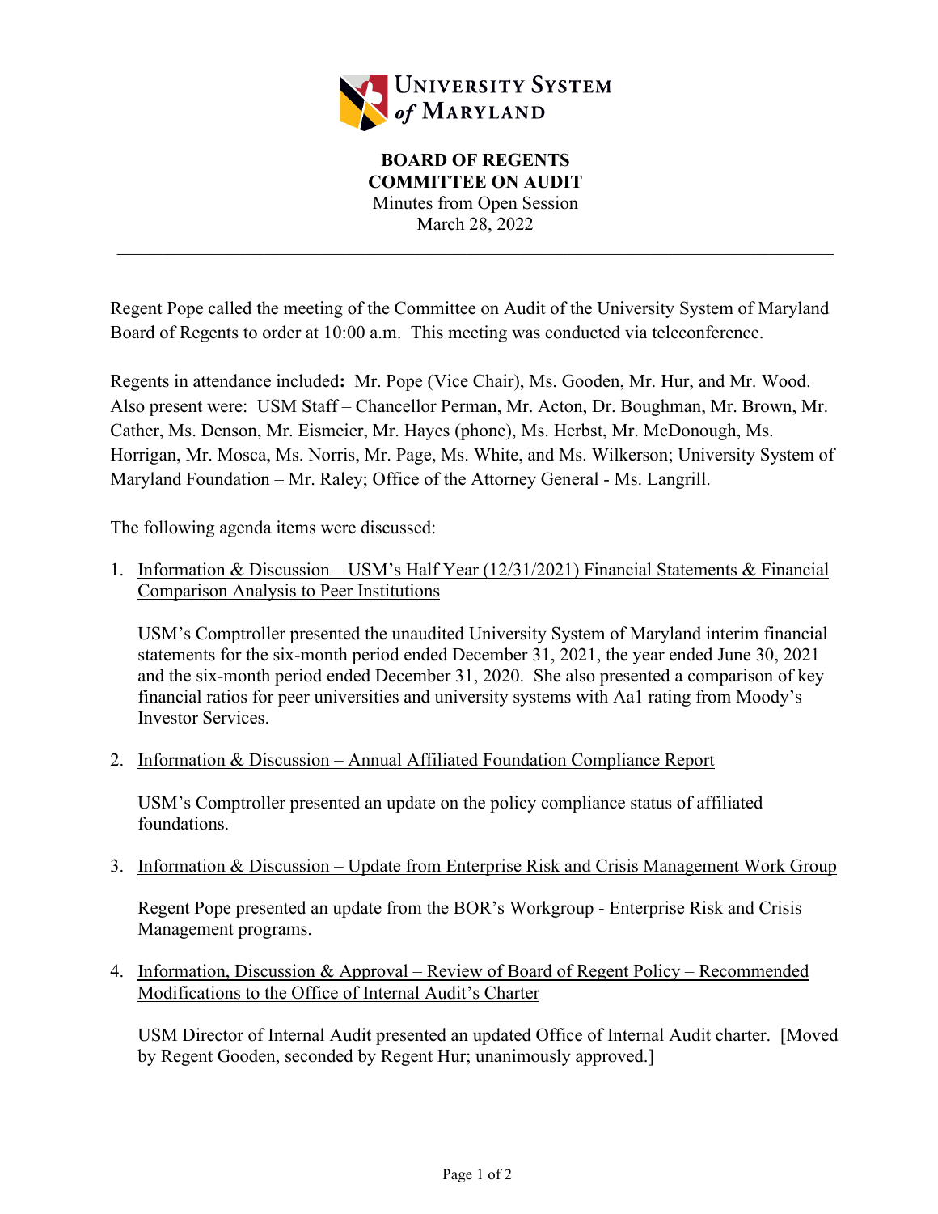UNIVERSITY SYSTEM *of* MARYLAND

**BOARD OF REGENTS**
**COMMITTEE ON AUDIT**
Minutes from Open Session
March 28, 2022

---

Regent Pope called the meeting of the Committee on Audit of the University System of Maryland Board of Regents to order at 10:00 a.m. This meeting was conducted via teleconference.

Regents in attendance included**:** Mr. Pope (Vice Chair), Ms. Gooden, Mr. Hur, and Mr. Wood. Also present were: USM Staff – Chancellor Perman, Mr. Acton, Dr. Boughman, Mr. Brown, Mr. Cather, Ms. Denson, Mr. Eismeier, Mr. Hayes (phone), Ms. Herbst, Mr. McDonough, Ms. Horrigan, Mr. Mosca, Ms. Norris, Mr. Page, Ms. White, and Ms. Wilkerson; University System of Maryland Foundation – Mr. Raley; Office of the Attorney General - Ms. Langrill.

The following agenda items were discussed:

1. Information & Discussion – USM's Half Year (12/31/2021) Financial Statements & Financial Comparison Analysis to Peer Institutions

   USM's Comptroller presented the unaudited University System of Maryland interim financial statements for the six-month period ended December 31, 2021, the year ended June 30, 2021 and the six-month period ended December 31, 2020. She also presented a comparison of key financial ratios for peer universities and university systems with Aa1 rating from Moody's Investor Services.

2. Information & Discussion – Annual Affiliated Foundation Compliance Report

   USM's Comptroller presented an update on the policy compliance status of affiliated foundations.

3. Information & Discussion – Update from Enterprise Risk and Crisis Management Work Group

   Regent Pope presented an update from the BOR's Workgroup - Enterprise Risk and Crisis Management programs.

4. Information, Discussion & Approval – Review of Board of Regent Policy – Recommended Modifications to the Office of Internal Audit's Charter

   USM Director of Internal Audit presented an updated Office of Internal Audit charter. [Moved by Regent Gooden, seconded by Regent Hur; unanimously approved.]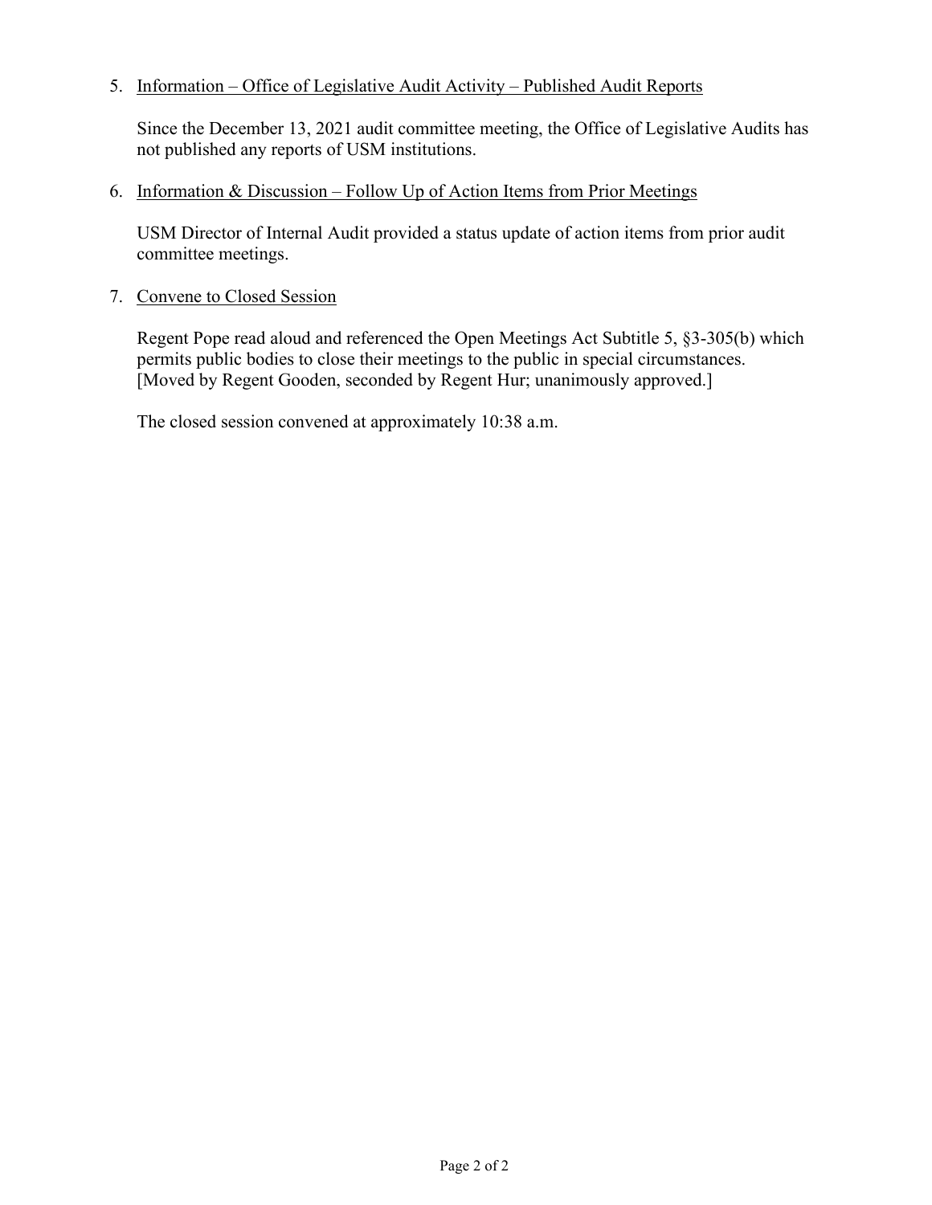5. Information – Office of Legislative Audit Activity – Published Audit Reports

   Since the December 13, 2021 audit committee meeting, the Office of Legislative Audits has not published any reports of USM institutions.

6. Information & Discussion – Follow Up of Action Items from Prior Meetings

   USM Director of Internal Audit provided a status update of action items from prior audit committee meetings.

7. Convene to Closed Session

   Regent Pope read aloud and referenced the Open Meetings Act Subtitle 5, §3-305(b) which permits public bodies to close their meetings to the public in special circumstances. [Moved by Regent Gooden, seconded by Regent Hur; unanimously approved.]

   The closed session convened at approximately 10:38 a.m.